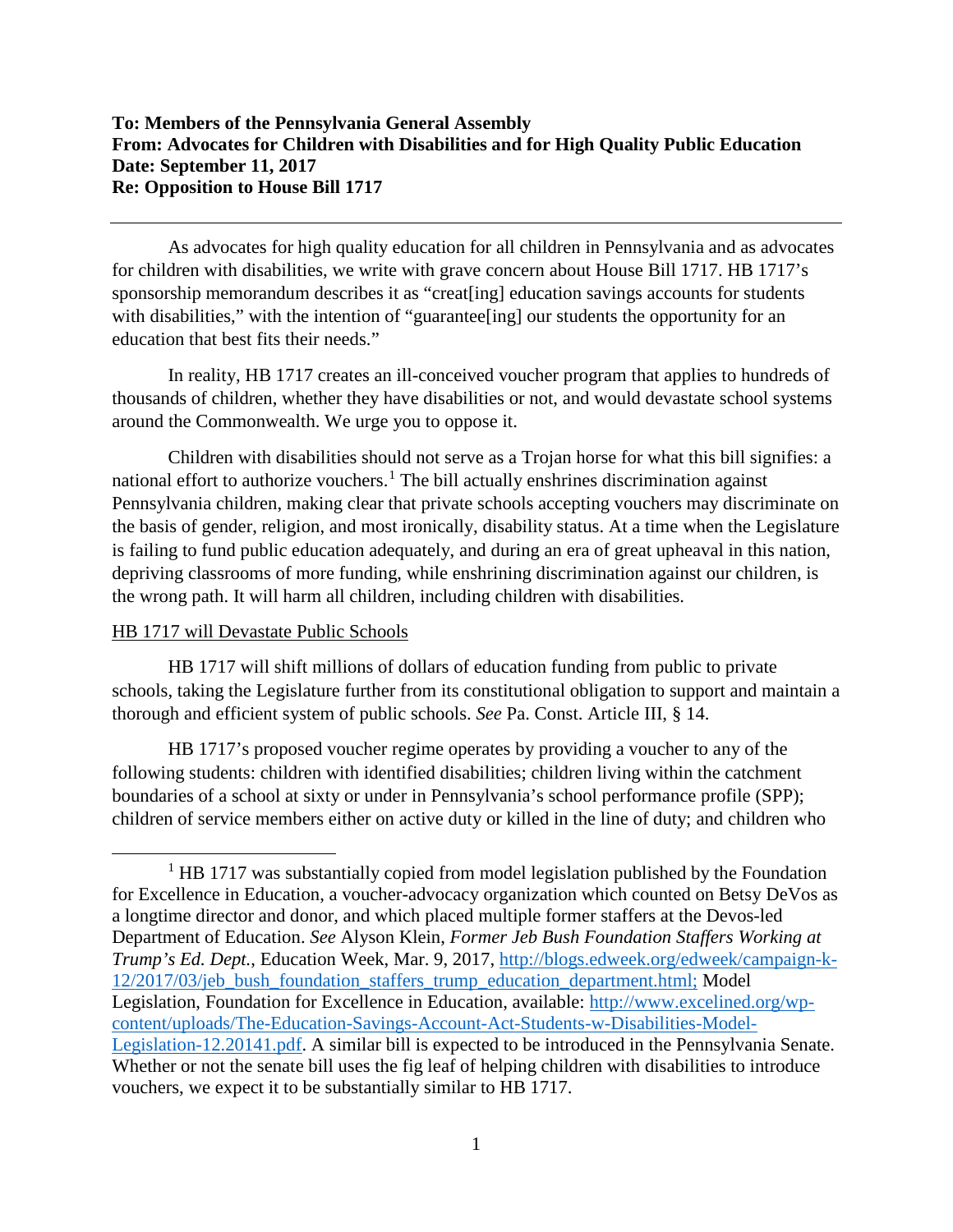**To: Members of the Pennsylvania General Assembly**
**From: Advocates for Children with Disabilities and for High Quality Public Education**
**Date: September 11, 2017**
**Re: Opposition to House Bill 1717**

---

As advocates for high quality education for all children in Pennsylvania and as advocates for children with disabilities, we write with grave concern about House Bill 1717. HB 1717's sponsorship memorandum describes it as "creat[ing] education savings accounts for students with disabilities," with the intention of "guarantee[ing] our students the opportunity for an education that best fits their needs."

In reality, HB 1717 creates an ill-conceived voucher program that applies to hundreds of thousands of children, whether they have disabilities or not, and would devastate school systems around the Commonwealth. We urge you to oppose it.

Children with disabilities should not serve as a Trojan horse for what this bill signifies: a national effort to authorize vouchers.[1] The bill actually enshrines discrimination against Pennsylvania children, making clear that private schools accepting vouchers may discriminate on the basis of gender, religion, and most ironically, disability status. At a time when the Legislature is failing to fund public education adequately, and during an era of great upheaval in this nation, depriving classrooms of more funding, while enshrining discrimination against our children, is the wrong path. It will harm all children, including children with disabilities.

<u>HB 1717 will Devastate Public Schools</u>

HB 1717 will shift millions of dollars of education funding from public to private schools, taking the Legislature further from its constitutional obligation to support and maintain a thorough and efficient system of public schools. *See* Pa. Const. Article III, § 14.

HB 1717's proposed voucher regime operates by providing a voucher to any of the following students: children with identified disabilities; children living within the catchment boundaries of a school at sixty or under in Pennsylvania's school performance profile (SPP); children of service members either on active duty or killed in the line of duty; and children who

---

[1] HB 1717 was substantially copied from model legislation published by the Foundation for Excellence in Education, a voucher-advocacy organization which counted on Betsy DeVos as a longtime director and donor, and which placed multiple former staffers at the Devos-led Department of Education. *See* Alyson Klein, *Former Jeb Bush Foundation Staffers Working at Trump's Ed. Dept.*, Education Week, Mar. 9, 2017, http://blogs.edweek.org/edweek/campaign-k-12/2017/03/jeb_bush_foundation_staffers_trump_education_department.html; Model Legislation, Foundation for Excellence in Education, available: http://www.excelined.org/wp-content/uploads/The-Education-Savings-Account-Act-Students-w-Disabilities-Model-Legislation-12.20141.pdf. A similar bill is expected to be introduced in the Pennsylvania Senate. Whether or not the senate bill uses the fig leaf of helping children with disabilities to introduce vouchers, we expect it to be substantially similar to HB 1717.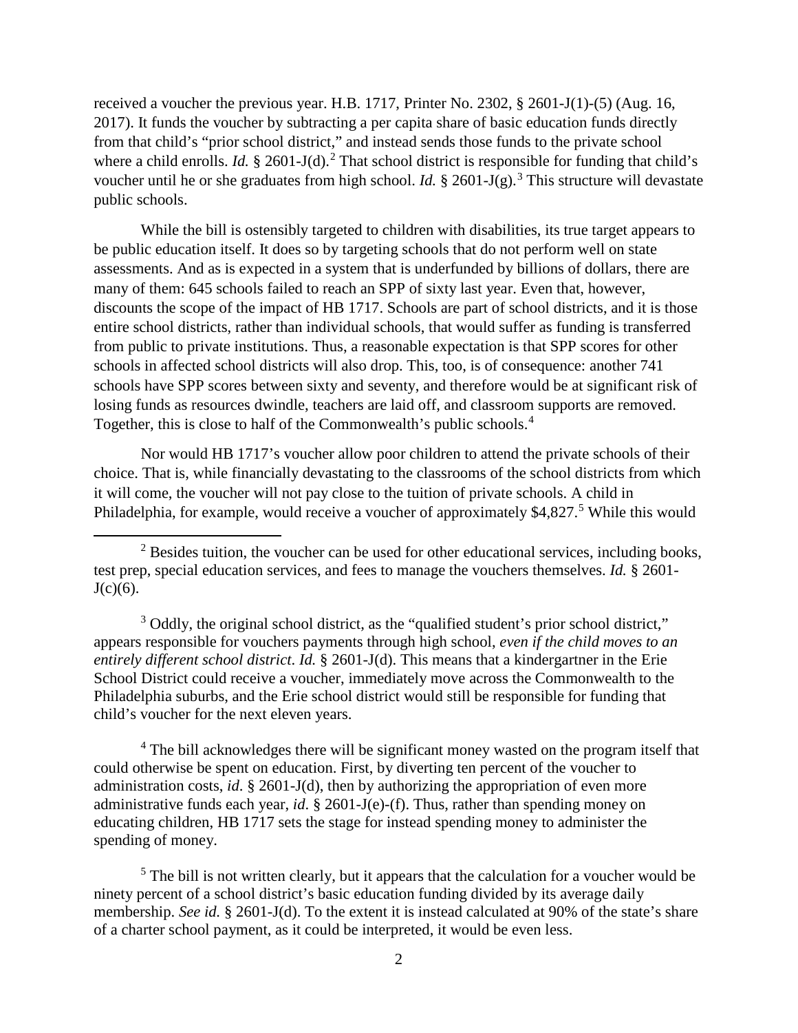received a voucher the previous year. H.B. 1717, Printer No. 2302, § 2601-J(1)-(5) (Aug. 16, 2017). It funds the voucher by subtracting a per capita share of basic education funds directly from that child's "prior school district," and instead sends those funds to the private school where a child enrolls. *Id.* § 2601-J(d).[2] That school district is responsible for funding that child's voucher until he or she graduates from high school. *Id.* § 2601-J(g).[3] This structure will devastate public schools.

While the bill is ostensibly targeted to children with disabilities, its true target appears to be public education itself. It does so by targeting schools that do not perform well on state assessments. And as is expected in a system that is underfunded by billions of dollars, there are many of them: 645 schools failed to reach an SPP of sixty last year. Even that, however, discounts the scope of the impact of HB 1717. Schools are part of school districts, and it is those entire school districts, rather than individual schools, that would suffer as funding is transferred from public to private institutions. Thus, a reasonable expectation is that SPP scores for other schools in affected school districts will also drop. This, too, is of consequence: another 741 schools have SPP scores between sixty and seventy, and therefore would be at significant risk of losing funds as resources dwindle, teachers are laid off, and classroom supports are removed. Together, this is close to half of the Commonwealth's public schools.[4]

Nor would HB 1717's voucher allow poor children to attend the private schools of their choice. That is, while financially devastating to the classrooms of the school districts from which it will come, the voucher will not pay close to the tuition of private schools. A child in Philadelphia, for example, would receive a voucher of approximately $4,827.[5] While this would

---

[2] Besides tuition, the voucher can be used for other educational services, including books, test prep, special education services, and fees to manage the vouchers themselves. *Id.* § 2601-J(c)(6).

[3] Oddly, the original school district, as the "qualified student's prior school district," appears responsible for vouchers payments through high school, *even if the child moves to an entirely different school district*. *Id.* § 2601-J(d). This means that a kindergartner in the Erie School District could receive a voucher, immediately move across the Commonwealth to the Philadelphia suburbs, and the Erie school district would still be responsible for funding that child's voucher for the next eleven years.

[4] The bill acknowledges there will be significant money wasted on the program itself that could otherwise be spent on education. First, by diverting ten percent of the voucher to administration costs, *id.* § 2601-J(d), then by authorizing the appropriation of even more administrative funds each year, *id.* § 2601-J(e)-(f). Thus, rather than spending money on educating children, HB 1717 sets the stage for instead spending money to administer the spending of money.

[5] The bill is not written clearly, but it appears that the calculation for a voucher would be ninety percent of a school district's basic education funding divided by its average daily membership. *See id.* § 2601-J(d). To the extent it is instead calculated at 90% of the state's share of a charter school payment, as it could be interpreted, it would be even less.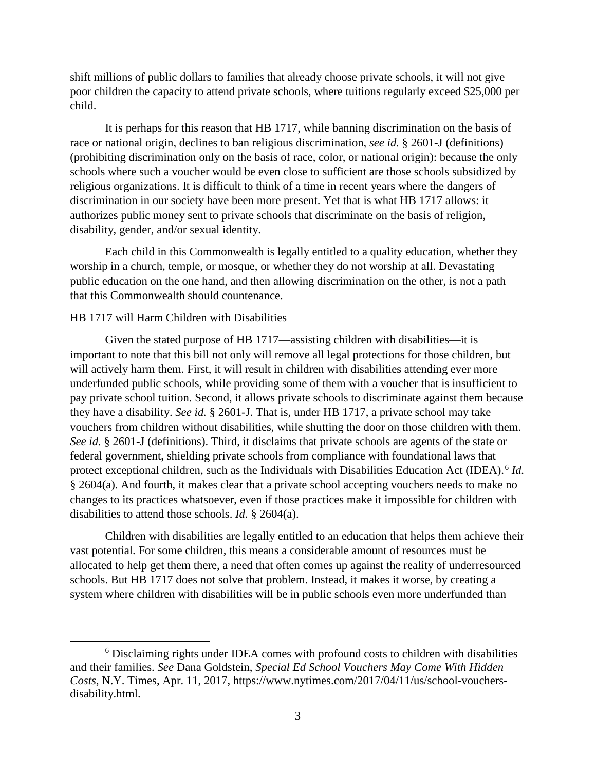shift millions of public dollars to families that already choose private schools, it will not give poor children the capacity to attend private schools, where tuitions regularly exceed $25,000 per child.

It is perhaps for this reason that HB 1717, while banning discrimination on the basis of race or national origin, declines to ban religious discrimination, *see id.* § 2601-J (definitions) (prohibiting discrimination only on the basis of race, color, or national origin): because the only schools where such a voucher would be even close to sufficient are those schools subsidized by religious organizations. It is difficult to think of a time in recent years where the dangers of discrimination in our society have been more present. Yet that is what HB 1717 allows: it authorizes public money sent to private schools that discriminate on the basis of religion, disability, gender, and/or sexual identity.

Each child in this Commonwealth is legally entitled to a quality education, whether they worship in a church, temple, or mosque, or whether they do not worship at all. Devastating public education on the one hand, and then allowing discrimination on the other, is not a path that this Commonwealth should countenance.

<u>HB 1717 will Harm Children with Disabilities</u>

Given the stated purpose of HB 1717—assisting children with disabilities—it is important to note that this bill not only will remove all legal protections for those children, but will actively harm them. First, it will result in children with disabilities attending ever more underfunded public schools, while providing some of them with a voucher that is insufficient to pay private school tuition. Second, it allows private schools to discriminate against them because they have a disability. *See id.* § 2601-J. That is, under HB 1717, a private school may take vouchers from children without disabilities, while shutting the door on those children with them. *See id.* § 2601-J (definitions). Third, it disclaims that private schools are agents of the state or federal government, shielding private schools from compliance with foundational laws that protect exceptional children, such as the Individuals with Disabilities Education Act (IDEA).[6] *Id.* § 2604(a). And fourth, it makes clear that a private school accepting vouchers needs to make no changes to its practices whatsoever, even if those practices make it impossible for children with disabilities to attend those schools. *Id.* § 2604(a).

Children with disabilities are legally entitled to an education that helps them achieve their vast potential. For some children, this means a considerable amount of resources must be allocated to help get them there, a need that often comes up against the reality of underresourced schools. But HB 1717 does not solve that problem. Instead, it makes it worse, by creating a system where children with disabilities will be in public schools even more underfunded than

[6] Disclaiming rights under IDEA comes with profound costs to children with disabilities and their families. *See* Dana Goldstein, *Special Ed School Vouchers May Come With Hidden Costs*, N.Y. Times, Apr. 11, 2017, https://www.nytimes.com/2017/04/11/us/school-vouchers-disability.html.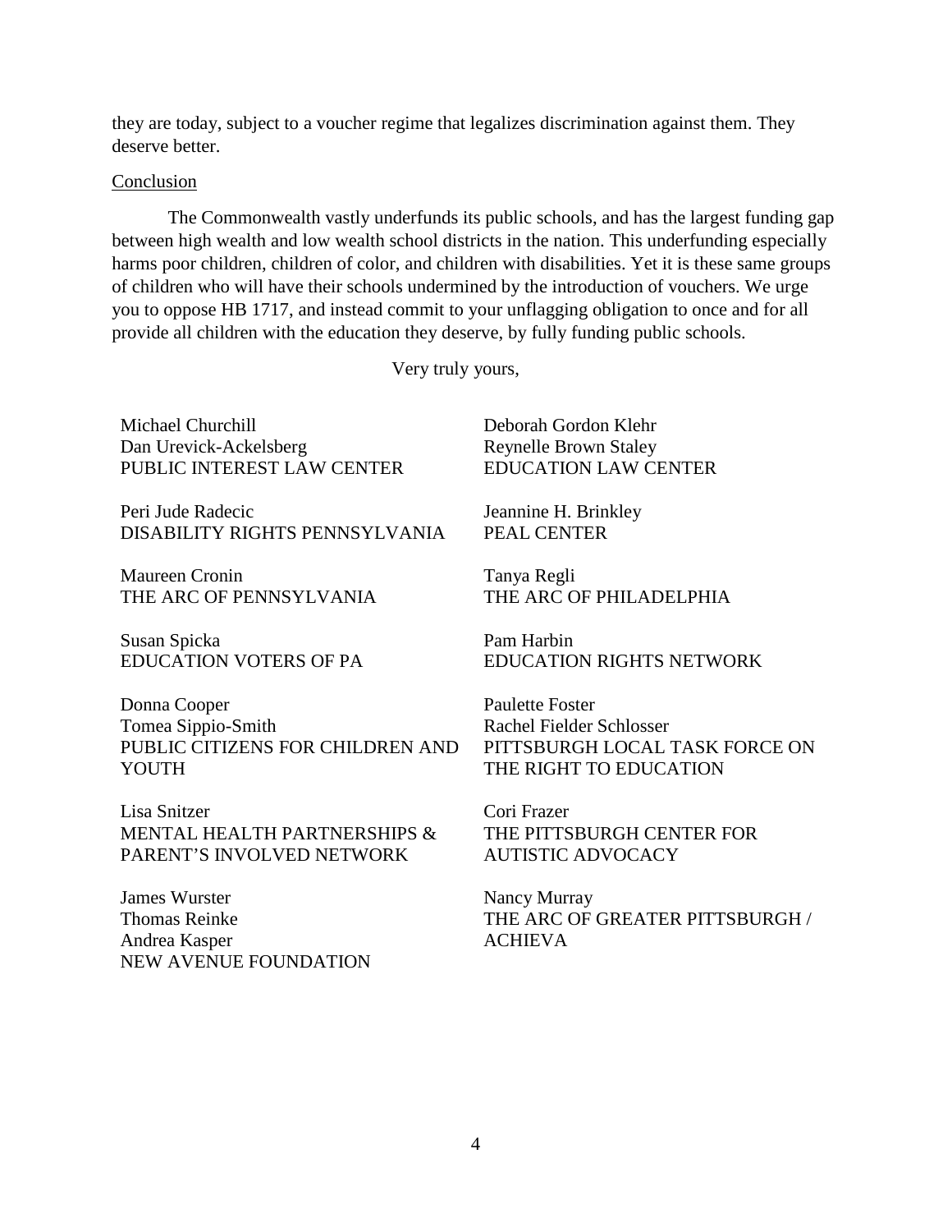they are today, subject to a voucher regime that legalizes discrimination against them. They deserve better.

Conclusion

The Commonwealth vastly underfunds its public schools, and has the largest funding gap between high wealth and low wealth school districts in the nation. This underfunding especially harms poor children, children of color, and children with disabilities. Yet it is these same groups of children who will have their schools undermined by the introduction of vouchers. We urge you to oppose HB 1717, and instead commit to your unflagging obligation to once and for all provide all children with the education they deserve, by fully funding public schools.

Very truly yours,

Michael Churchill
Dan Urevick-Ackelsberg
PUBLIC INTEREST LAW CENTER

Deborah Gordon Klehr
Reynelle Brown Staley
EDUCATION LAW CENTER

Peri Jude Radecic
DISABILITY RIGHTS PENNSYLVANIA

Jeannine H. Brinkley
PEAL CENTER

Maureen Cronin
THE ARC OF PENNSYLVANIA

Tanya Regli
THE ARC OF PHILADELPHIA

Susan Spicka
EDUCATION VOTERS OF PA

Pam Harbin
EDUCATION RIGHTS NETWORK

Donna Cooper
Tomea Sippio-Smith
PUBLIC CITIZENS FOR CHILDREN AND YOUTH

Paulette Foster
Rachel Fielder Schlosser
PITTSBURGH LOCAL TASK FORCE ON THE RIGHT TO EDUCATION

Lisa Snitzer
MENTAL HEALTH PARTNERSHIPS & PARENT'S INVOLVED NETWORK

Cori Frazer
THE PITTSBURGH CENTER FOR AUTISTIC ADVOCACY

James Wurster
Thomas Reinke
Andrea Kasper
NEW AVENUE FOUNDATION

Nancy Murray
THE ARC OF GREATER PITTSBURGH / ACHIEVA